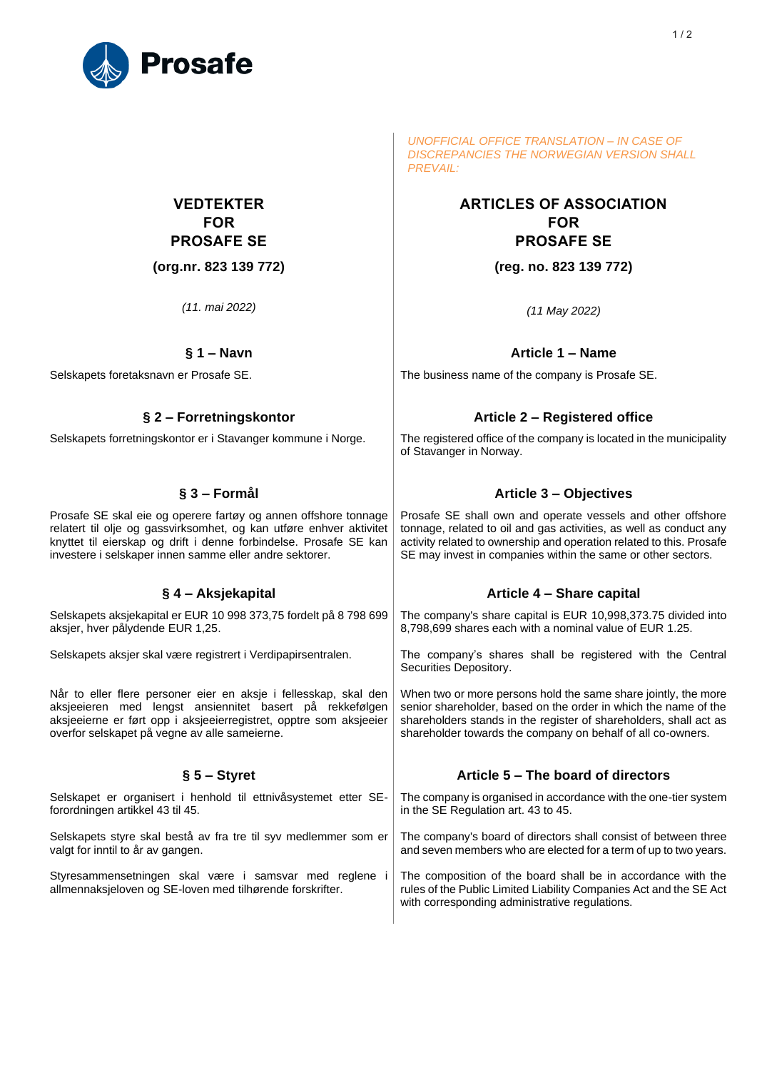Prosafe

*UNOFFICIAL OFFICE TRANSLATION – IN CASE OF DISCREPANCIES THE NORWEGIAN VERSION SHALL PREVAIL:*

| **VEDTEKTER FOR PROSAFE SE** | **ARTICLES OF ASSOCIATION FOR PROSAFE SE** |
|---|---|
| **(org.nr. 823 139 772)** | **(reg. no. 823 139 772)** |
| *(11. mai 2022)* | *(11 May 2022)* |
| **§ 1 – Navn** | **Article 1 – Name** |
| Selskapets foretaksnavn er Prosafe SE. | The business name of the company is Prosafe SE. |
| **§ 2 – Forretningskontor** | **Article 2 – Registered office** |
| Selskapets forretningskontor er i Stavanger kommune i Norge. | The registered office of the company is located in the municipality of Stavanger in Norway. |
| **§ 3 – Formål** | **Article 3 – Objectives** |
| Prosafe SE skal eie og operere fartøy og annen offshore tonnage relatert til olje og gassvirksomhet, og kan utføre enhver aktivitet knyttet til eierskap og drift i denne forbindelse. Prosafe SE kan investere i selskaper innen samme eller andre sektorer. | Prosafe SE shall own and operate vessels and other offshore tonnage, related to oil and gas activities, as well as conduct any activity related to ownership and operation related to this. Prosafe SE may invest in companies within the same or other sectors. |
| **§ 4 – Aksjekapital** | **Article 4 – Share capital** |
| Selskapets aksjekapital er EUR 10 998 373,75 fordelt på 8 798 699 aksjer, hver pålydende EUR 1,25. | The company's share capital is EUR 10,998,373.75 divided into 8,798,699 shares each with a nominal value of EUR 1.25. |
| Selskapets aksjer skal være registrert i Verdipapirsentralen. | The company's shares shall be registered with the Central Securities Depository. |
| Når to eller flere personer eier en aksje i fellesskap, skal den aksjeeieren med lengst ansiennitet basert på rekkefølgen aksjeeierne er ført opp i aksjeeierregistret, opptre som aksjeeier overfor selskapet på vegne av alle sameierne. | When two or more persons hold the same share jointly, the more senior shareholder, based on the order in which the name of the shareholders stands in the register of shareholders, shall act as shareholder towards the company on behalf of all co-owners. |
| **§ 5 – Styret** | **Article 5 – The board of directors** |
| Selskapet er organisert i henhold til ettnivåsystemet etter SE-forordningen artikkel 43 til 45. | The company is organised in accordance with the one-tier system in the SE Regulation art. 43 to 45. |
| Selskapets styre skal bestå av fra tre til syv medlemmer som er valgt for inntil to år av gangen. | The company's board of directors shall consist of between three and seven members who are elected for a term of up to two years. |
| Styresammensetningen skal være i samsvar med reglene i allmennaksjeloven og SE-loven med tilhørende forskrifter. | The composition of the board shall be in accordance with the rules of the Public Limited Liability Companies Act and the SE Act with corresponding administrative regulations. |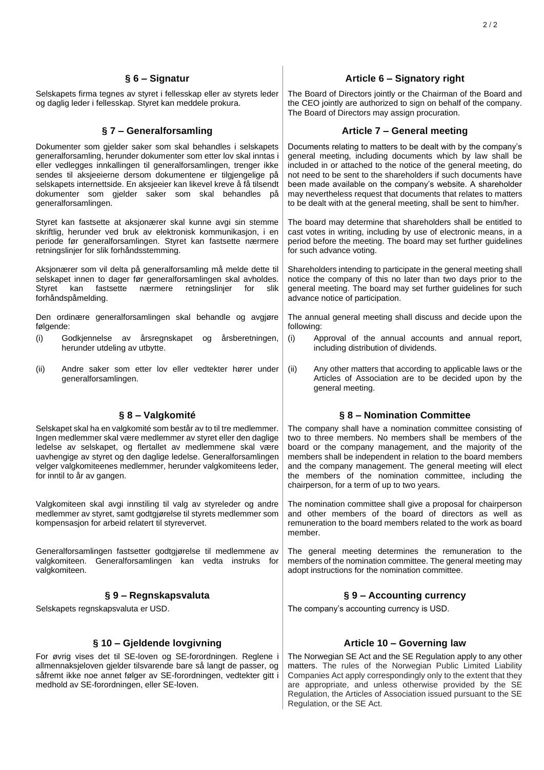## § 6 – Signatur

Selskapets firma tegnes av styret i fellesskap eller av styrets leder og daglig leder i fellesskap. Styret kan meddele prokura.

## Article 6 – Signatory right

The Board of Directors jointly or the Chairman of the Board and the CEO jointly are authorized to sign on behalf of the company. The Board of Directors may assign procuration.

## § 7 – Generalforsamling

Dokumenter som gjelder saker som skal behandles i selskapets generalforsamling, herunder dokumenter som etter lov skal inntas i eller vedlegges innkallingen til generalforsamlingen, trenger ikke sendes til aksjeeierne dersom dokumentene er tilgjengelige på selskapets internettside. En aksjeeier kan likevel kreve å få tilsendt dokumenter som gjelder saker som skal behandles på generalforsamlingen.

Styret kan fastsette at aksjonærer skal kunne avgi sin stemme skriftlig, herunder ved bruk av elektronisk kommunikasjon, i en periode før generalforsamlingen. Styret kan fastsette nærmere retningslinjer for slik forhåndsstemming.

Aksjonærer som vil delta på generalforsamling må melde dette til selskapet innen to dager før generalforsamlingen skal avholdes. Styret kan fastsette nærmere retningslinjer for slik forhåndspåmelding.

Den ordinære generalforsamlingen skal behandle og avgjøre følgende:

(i) Godkjennelse av årsregnskapet og årsberetningen, herunder utdeling av utbytte.

(ii) Andre saker som etter lov eller vedtekter hører under generalforsamlingen.

## Article 7 – General meeting

Documents relating to matters to be dealt with by the company's general meeting, including documents which by law shall be included in or attached to the notice of the general meeting, do not need to be sent to the shareholders if such documents have been made available on the company's website. A shareholder may nevertheless request that documents that relates to matters to be dealt with at the general meeting, shall be sent to him/her.

The board may determine that shareholders shall be entitled to cast votes in writing, including by use of electronic means, in a period before the meeting. The board may set further guidelines for such advance voting.

Shareholders intending to participate in the general meeting shall notice the company of this no later than two days prior to the general meeting. The board may set further guidelines for such advance notice of participation.

The annual general meeting shall discuss and decide upon the following:

(i) Approval of the annual accounts and annual report, including distribution of dividends.

(ii) Any other matters that according to applicable laws or the Articles of Association are to be decided upon by the general meeting.

## § 8 – Valgkomité

Selskapet skal ha en valgkomité som består av to til tre medlemmer. Ingen medlemmer skal være medlemmer av styret eller den daglige ledelse av selskapet, og flertallet av medlemmene skal være uavhengige av styret og den daglige ledelse. Generalforsamlingen velger valgkomiteenes medlemmer, herunder valgkomiteens leder, for inntil to år av gangen.

Valgkomiteen skal avgi innstiling til valg av styreleder og andre medlemmer av styret, samt godtgjørelse til styrets medlemmer som kompensasjon for arbeid relatert til styrevervet.

Generalforsamlingen fastsetter godtgjørelse til medlemmene av valgkomiteen. Generalforsamlingen kan vedta instruks for valgkomiteen.

## § 8 – Nomination Committee

The company shall have a nomination committee consisting of two to three members. No members shall be members of the board or the company management, and the majority of the members shall be independent in relation to the board members and the company management. The general meeting will elect the members of the nomination committee, including the chairperson, for a term of up to two years.

The nomination committee shall give a proposal for chairperson and other members of the board of directors as well as remuneration to the board members related to the work as board member.

The general meeting determines the remuneration to the members of the nomination committee. The general meeting may adopt instructions for the nomination committee.

## § 9 – Regnskapsvaluta

Selskapets regnskapsvaluta er USD.

## § 9 – Accounting currency

The company's accounting currency is USD.

## § 10 – Gjeldende lovgivning

For øvrig vises det til SE-loven og SE-forordningen. Reglene i allmennaksjeloven gjelder tilsvarende bare så langt de passer, og såfremt ikke noe annet følger av SE-forordningen, vedtekter gitt i medhold av SE-forordningen, eller SE-loven.

## Article 10 – Governing law

The Norwegian SE Act and the SE Regulation apply to any other matters. The rules of the Norwegian Public Limited Liability Companies Act apply correspondingly only to the extent that they are appropriate, and unless otherwise provided by the SE Regulation, the Articles of Association issued pursuant to the SE Regulation, or the SE Act.